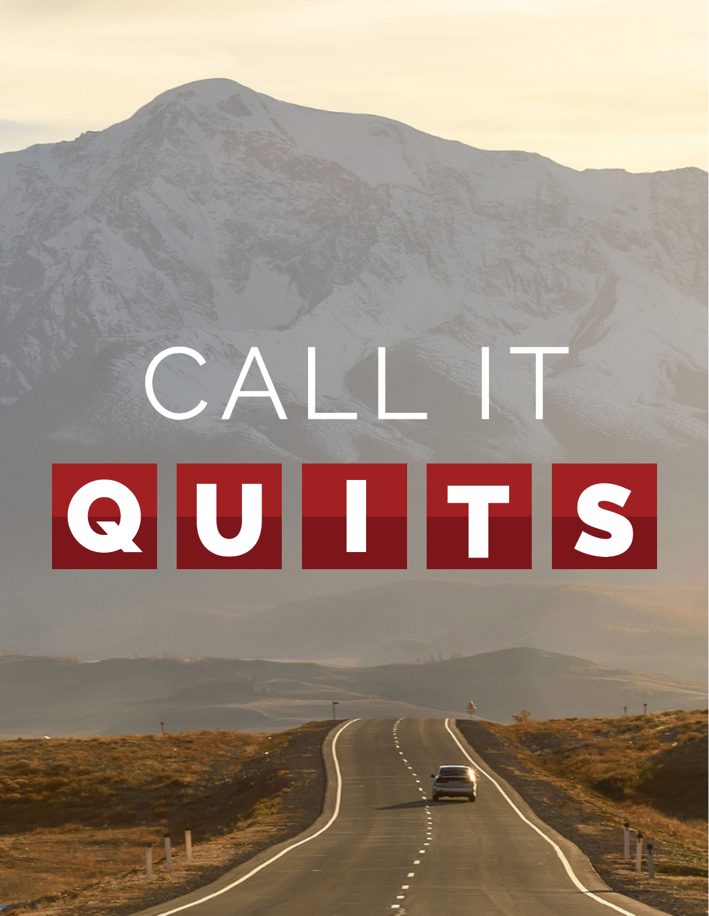# CALL IT QUITS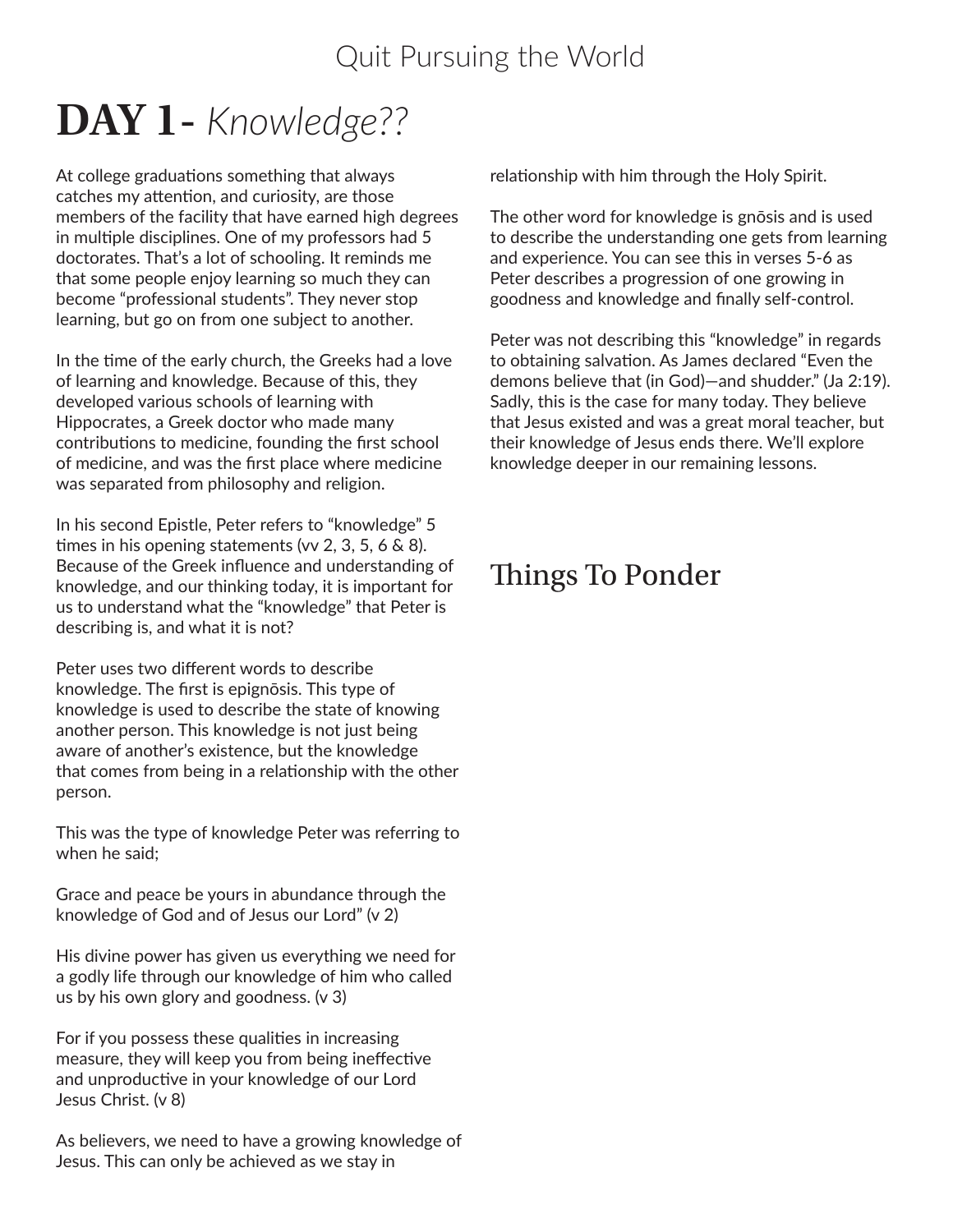# DAY 1- *Knowledge??*

At college graduations something that always catches my attention, and curiosity, are those members of the facility that have earned high degrees in multiple disciplines. One of my professors had 5 doctorates. That's a lot of schooling. It reminds me that some people enjoy learning so much they can become "professional students". They never stop learning, but go on from one subject to another.

In the time of the early church, the Greeks had a love of learning and knowledge. Because of this, they developed various schools of learning with Hippocrates, a Greek doctor who made many contributions to medicine, founding the first school of medicine, and was the first place where medicine was separated from philosophy and religion.

In his second Epistle, Peter refers to "knowledge" 5 times in his opening statements (vv 2, 3, 5, 6 & 8). Because of the Greek influence and understanding of knowledge, and our thinking today, it is important for us to understand what the "knowledge" that Peter is describing is, and what it is not?

Peter uses two different words to describe knowledge. The first is epignōsis. This type of knowledge is used to describe the state of knowing another person. This knowledge is not just being aware of another's existence, but the knowledge that comes from being in a relationship with the other person.

This was the type of knowledge Peter was referring to when he said;

Grace and peace be yours in abundance through the knowledge of God and of Jesus our Lord" (v 2)

His divine power has given us everything we need for a godly life through our knowledge of him who called us by his own glory and goodness. (v 3)

For if you possess these qualities in increasing measure, they will keep you from being ineffective and unproductive in your knowledge of our Lord Jesus Christ. (v 8)

As believers, we need to have a growing knowledge of Jesus. This can only be achieved as we stay in relationship with him through the Holy Spirit.

The other word for knowledge is gnōsis and is used to describe the understanding one gets from learning and experience. You can see this in verses 5-6 as Peter describes a progression of one growing in goodness and knowledge and finally self-control.

Peter was not describing this "knowledge" in regards to obtaining salvation. As James declared "Even the demons believe that (in God)—and shudder." (Ja 2:19). Sadly, this is the case for many today. They believe that Jesus existed and was a great moral teacher, but their knowledge of Jesus ends there. We'll explore knowledge deeper in our remaining lessons.

## Things To Ponder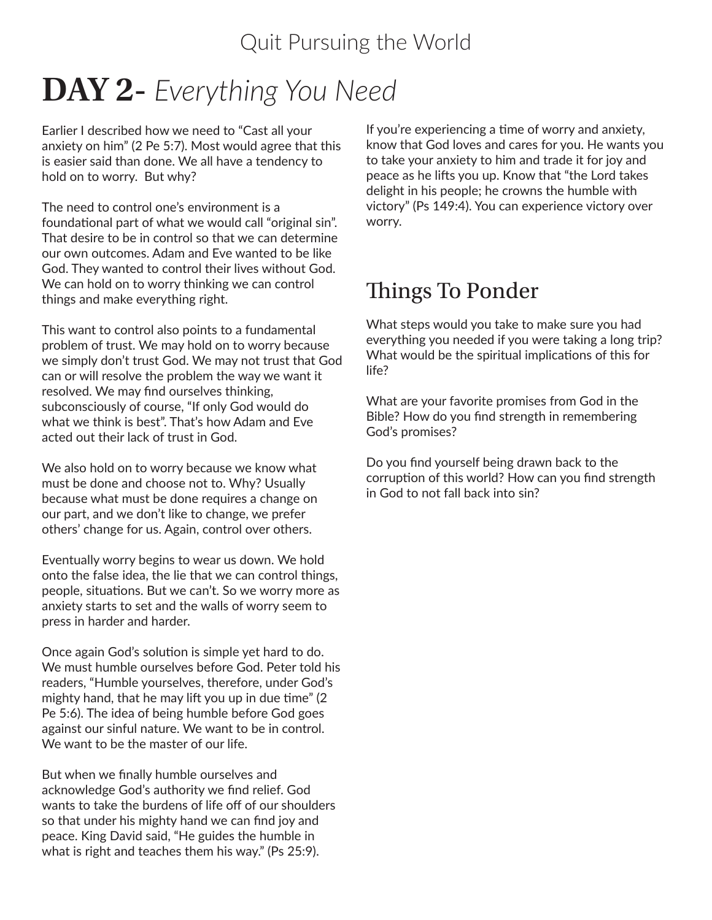# DAY 2- *Everything You Need*

Earlier I described how we need to "Cast all your anxiety on him" (2 Pe 5:7). Most would agree that this is easier said than done. We all have a tendency to hold on to worry.  But why?

The need to control one's environment is a foundational part of what we would call "original sin". That desire to be in control so that we can determine our own outcomes. Adam and Eve wanted to be like God. They wanted to control their lives without God. We can hold on to worry thinking we can control things and make everything right.

This want to control also points to a fundamental problem of trust. We may hold on to worry because we simply don't trust God. We may not trust that God can or will resolve the problem the way we want it resolved. We may find ourselves thinking, subconsciously of course, "If only God would do what we think is best". That's how Adam and Eve acted out their lack of trust in God.

We also hold on to worry because we know what must be done and choose not to. Why? Usually because what must be done requires a change on our part, and we don't like to change, we prefer others' change for us. Again, control over others.

Eventually worry begins to wear us down. We hold onto the false idea, the lie that we can control things, people, situations. But we can't. So we worry more as anxiety starts to set and the walls of worry seem to press in harder and harder.

Once again God's solution is simple yet hard to do. We must humble ourselves before God. Peter told his readers, "Humble yourselves, therefore, under God's mighty hand, that he may lift you up in due time" (2 Pe 5:6). The idea of being humble before God goes against our sinful nature. We want to be in control. We want to be the master of our life.

But when we finally humble ourselves and acknowledge God's authority we find relief. God wants to take the burdens of life off of our shoulders so that under his mighty hand we can find joy and peace. King David said, "He guides the humble in what is right and teaches them his way." (Ps 25:9).

If you're experiencing a time of worry and anxiety, know that God loves and cares for you. He wants you to take your anxiety to him and trade it for joy and peace as he lifts you up. Know that "the Lord takes delight in his people; he crowns the humble with victory" (Ps 149:4). You can experience victory over worry.

## Things To Ponder

What steps would you take to make sure you had everything you needed if you were taking a long trip? What would be the spiritual implications of this for life?

What are your favorite promises from God in the Bible? How do you find strength in remembering God's promises?

Do you find yourself being drawn back to the corruption of this world? How can you find strength in God to not fall back into sin?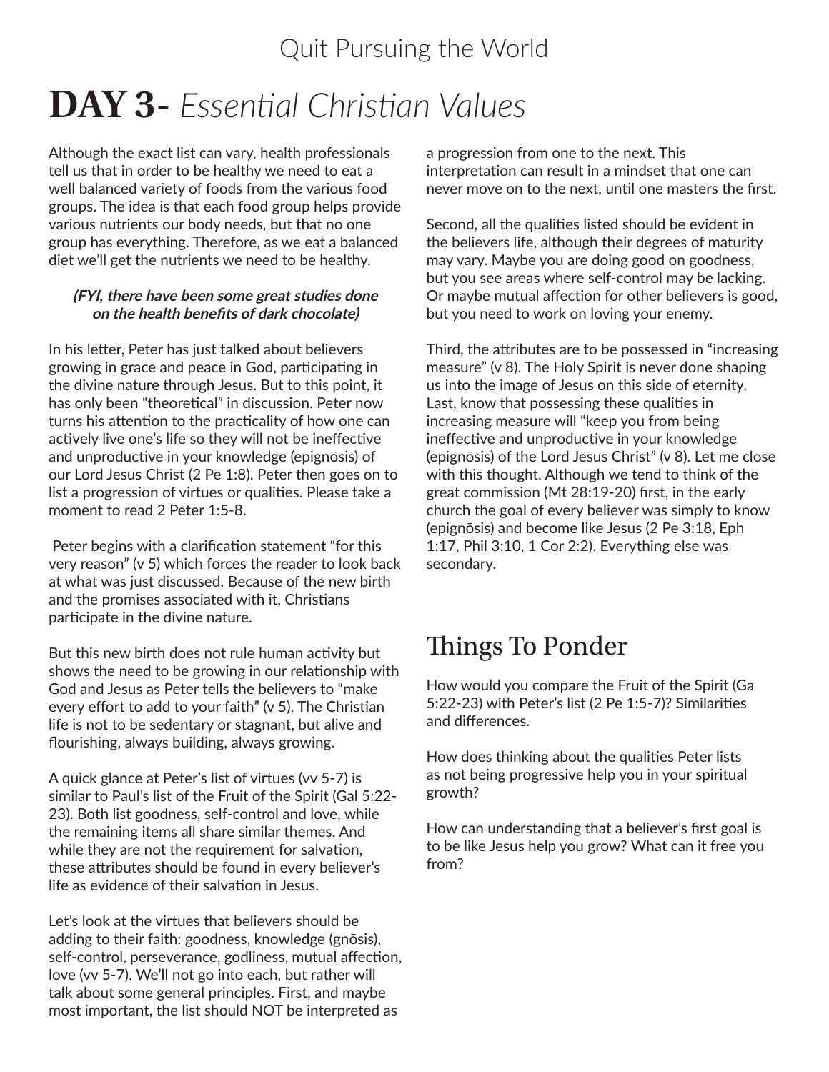Quit Pursuing the World

# **DAY 3-** *Essential Christian Values*

Although the exact list can vary, health professionals tell us that in order to be healthy we need to eat a well balanced variety of foods from the various food groups. The idea is that each food group helps provide various nutrients our body needs, but that no one group has everything. Therefore, as we eat a balanced diet we'll get the nutrients we need to be healthy.

***(FYI, there have been some great studies done on the health benefits of dark chocolate)***

In his letter, Peter has just talked about believers growing in grace and peace in God, participating in the divine nature through Jesus. But to this point, it has only been "theoretical" in discussion. Peter now turns his attention to the practicality of how one can actively live one's life so they will not be ineffective and unproductive in your knowledge (epignōsis) of our Lord Jesus Christ (2 Pe 1:8). Peter then goes on to list a progression of virtues or qualities. Please take a moment to read 2 Peter 1:5-8.

Peter begins with a clarification statement "for this very reason" (v 5) which forces the reader to look back at what was just discussed. Because of the new birth and the promises associated with it, Christians participate in the divine nature.

But this new birth does not rule human activity but shows the need to be growing in our relationship with God and Jesus as Peter tells the believers to "make every effort to add to your faith" (v 5). The Christian life is not to be sedentary or stagnant, but alive and flourishing, always building, always growing.

A quick glance at Peter's list of virtues (vv 5-7) is similar to Paul's list of the Fruit of the Spirit (Gal 5:22-23). Both list goodness, self-control and love, while the remaining items all share similar themes. And while they are not the requirement for salvation, these attributes should be found in every believer's life as evidence of their salvation in Jesus.

Let's look at the virtues that believers should be adding to their faith: goodness, knowledge (gnōsis), self-control, perseverance, godliness, mutual affection, love (vv 5-7). We'll not go into each, but rather will talk about some general principles. First, and maybe most important, the list should NOT be interpreted as a progression from one to the next. This interpretation can result in a mindset that one can never move on to the next, until one masters the first.

Second, all the qualities listed should be evident in the believers life, although their degrees of maturity may vary. Maybe you are doing good on goodness, but you see areas where self-control may be lacking. Or maybe mutual affection for other believers is good, but you need to work on loving your enemy.

Third, the attributes are to be possessed in "increasing measure" (v 8). The Holy Spirit is never done shaping us into the image of Jesus on this side of eternity. Last, know that possessing these qualities in increasing measure will "keep you from being ineffective and unproductive in your knowledge (epignōsis) of the Lord Jesus Christ" (v 8). Let me close with this thought. Although we tend to think of the great commission (Mt 28:19-20) first, in the early church the goal of every believer was simply to know (epignōsis) and become like Jesus (2 Pe 3:18, Eph 1:17, Phil 3:10, 1 Cor 2:2). Everything else was secondary.

## Things To Ponder

How would you compare the Fruit of the Spirit (Ga 5:22-23) with Peter's list (2 Pe 1:5-7)? Similarities and differences.

How does thinking about the qualities Peter lists as not being progressive help you in your spiritual growth?

How can understanding that a believer's first goal is to be like Jesus help you grow? What can it free you from?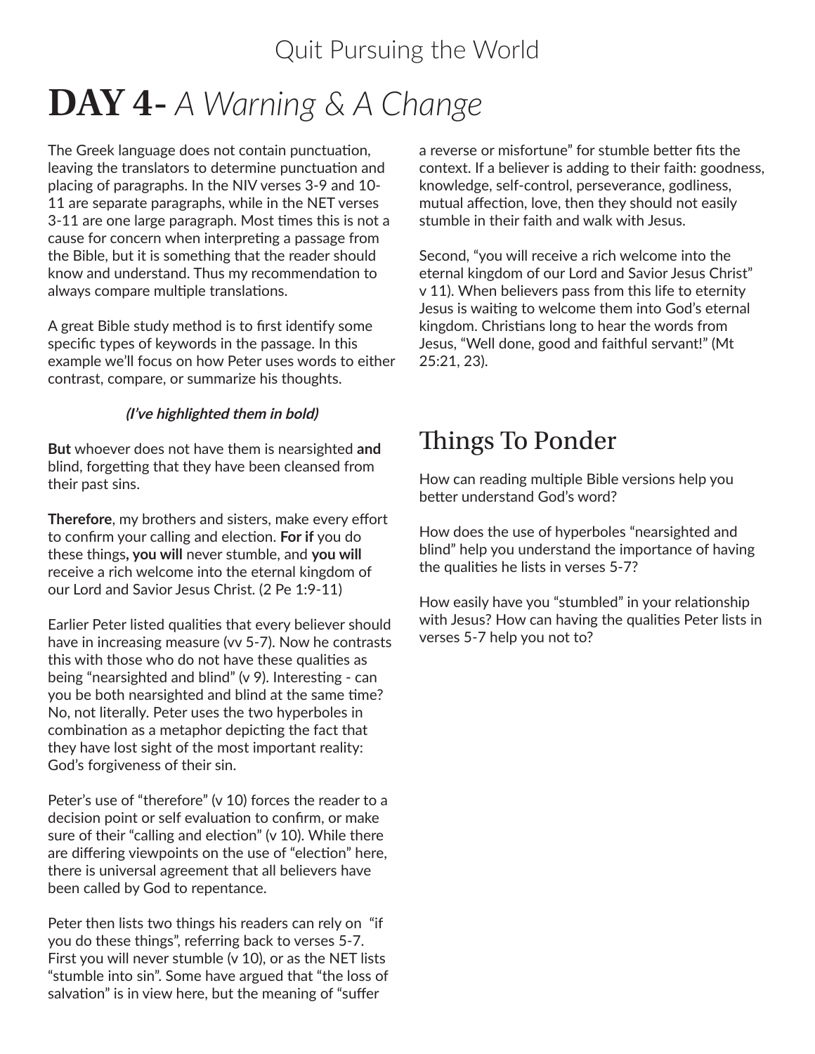# DAY 4- *A Warning & A Change*

The Greek language does not contain punctuation, leaving the translators to determine punctuation and placing of paragraphs. In the NIV verses 3-9 and 10-11 are separate paragraphs, while in the NET verses 3-11 are one large paragraph. Most times this is not a cause for concern when interpreting a passage from the Bible, but it is something that the reader should know and understand. Thus my recommendation to always compare multiple translations.

A great Bible study method is to first identify some specific types of keywords in the passage. In this example we'll focus on how Peter uses words to either contrast, compare, or summarize his thoughts.

***(I've highlighted them in bold)***

**But** whoever does not have them is nearsighted **and** blind, forgetting that they have been cleansed from their past sins.

**Therefore**, my brothers and sisters, make every effort to confirm your calling and election. **For if** you do these things**, you will** never stumble, and **you will** receive a rich welcome into the eternal kingdom of our Lord and Savior Jesus Christ. (2 Pe 1:9-11)

Earlier Peter listed qualities that every believer should have in increasing measure (vv 5-7). Now he contrasts this with those who do not have these qualities as being "nearsighted and blind" (v 9). Interesting - can you be both nearsighted and blind at the same time? No, not literally. Peter uses the two hyperboles in combination as a metaphor depicting the fact that they have lost sight of the most important reality: God's forgiveness of their sin.

Peter's use of "therefore" (v 10) forces the reader to a decision point or self evaluation to confirm, or make sure of their "calling and election" (v 10). While there are differing viewpoints on the use of "election" here, there is universal agreement that all believers have been called by God to repentance.

Peter then lists two things his readers can rely on "if you do these things", referring back to verses 5-7. First you will never stumble (v 10), or as the NET lists "stumble into sin". Some have argued that "the loss of salvation" is in view here, but the meaning of "suffer a reverse or misfortune" for stumble better fits the context. If a believer is adding to their faith: goodness, knowledge, self-control, perseverance, godliness, mutual affection, love, then they should not easily stumble in their faith and walk with Jesus.

Second, "you will receive a rich welcome into the eternal kingdom of our Lord and Savior Jesus Christ" v 11). When believers pass from this life to eternity Jesus is waiting to welcome them into God's eternal kingdom. Christians long to hear the words from Jesus, "Well done, good and faithful servant!" (Mt 25:21, 23).

## Things To Ponder

How can reading multiple Bible versions help you better understand God's word?

How does the use of hyperboles "nearsighted and blind" help you understand the importance of having the qualities he lists in verses 5-7?

How easily have you "stumbled" in your relationship with Jesus? How can having the qualities Peter lists in verses 5-7 help you not to?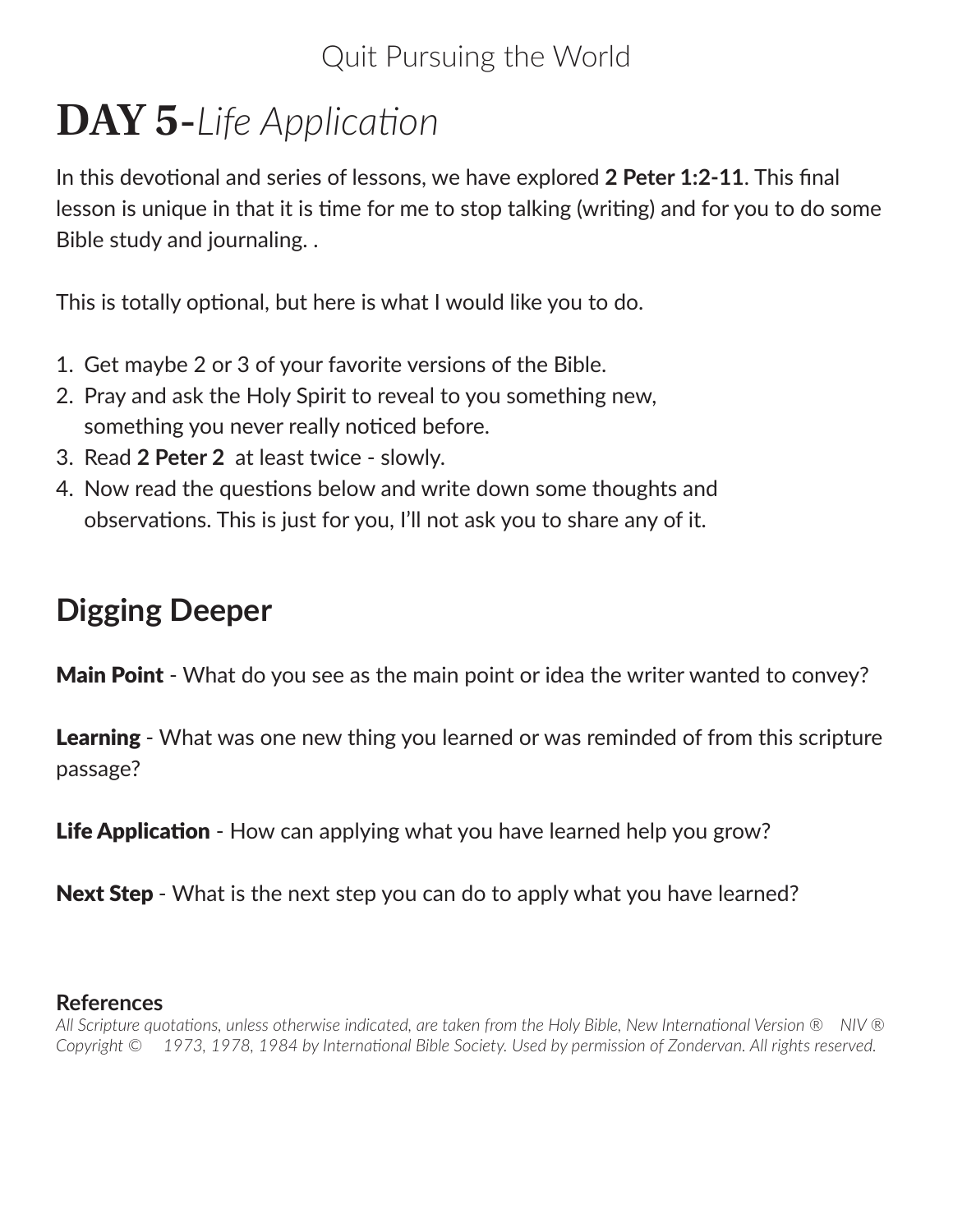Quit Pursuing the World

# DAY 5-*Life Application*

In this devotional and series of lessons, we have explored **2 Peter 1:2-11**. This final lesson is unique in that it is time for me to stop talking (writing) and for you to do some Bible study and journaling. .

This is totally optional, but here is what I would like you to do.

1. Get maybe 2 or 3 of your favorite versions of the Bible.
2. Pray and ask the Holy Spirit to reveal to you something new, something you never really noticed before.
3. Read **2 Peter 2** at least twice - slowly.
4. Now read the questions below and write down some thoughts and observations. This is just for you, I'll not ask you to share any of it.

## Digging Deeper

**Main Point** - What do you see as the main point or idea the writer wanted to convey?

**Learning** - What was one new thing you learned or was reminded of from this scripture passage?

**Life Application** - How can applying what you have learned help you grow?

**Next Step** - What is the next step you can do to apply what you have learned?

**References**

*All Scripture quotations, unless otherwise indicated, are taken from the Holy Bible, New International Version ® NIV ® Copyright © 1973, 1978, 1984 by International Bible Society. Used by permission of Zondervan. All rights reserved.*